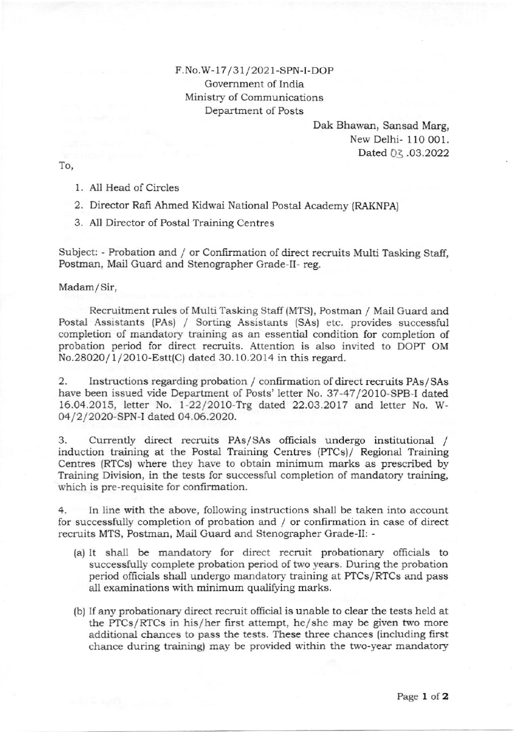F.No.W-17/31/2021-SPN-I-DOP
Government of India
Ministry of Communications
Department of Posts

Dak Bhawan, Sansad Marg,
New Delhi- 110 001.
Dated 03.03.2022

To,

1. All Head of Circles
2. Director Rafi Ahmed Kidwai National Postal Academy (RAKNPA)
3. All Director of Postal Training Centres

Subject: - Probation and / or Confirmation of direct recruits Multi Tasking Staff, Postman, Mail Guard and Stenographer Grade-II- reg.

Madam/Sir,

Recruitment rules of Multi Tasking Staff (MTS), Postman / Mail Guard and Postal Assistants (PAs) / Sorting Assistants (SAs) etc. provides successful completion of mandatory training as an essential condition for completion of probation period for direct recruits. Attention is also invited to DOPT OM No.28020/1/2010-Estt(C) dated 30.10.2014 in this regard.

2. Instructions regarding probation / confirmation of direct recruits PAs/SAs have been issued vide Department of Posts' letter No. 37-47/2010-SPB-I dated 16.04.2015, letter No. 1-22/2010-Trg dated 22.03.2017 and letter No. W-04/2/2020-SPN-I dated 04.06.2020.

3. Currently direct recruits PAs/SAs officials undergo institutional / induction training at the Postal Training Centres (PTCs)/ Regional Training Centres (RTCs) where they have to obtain minimum marks as prescribed by Training Division, in the tests for successful completion of mandatory training, which is pre-requisite for confirmation.

4. In line with the above, following instructions shall be taken into account for successfully completion of probation and / or confirmation in case of direct recruits MTS, Postman, Mail Guard and Stenographer Grade-II: -

(a) It shall be mandatory for direct recruit probationary officials to successfully complete probation period of two years. During the probation period officials shall undergo mandatory training at PTCs/RTCs and pass all examinations with minimum qualifying marks.

(b) If any probationary direct recruit official is unable to clear the tests held at the PTCs/RTCs in his/her first attempt, he/she may be given two more additional chances to pass the tests. These three chances (including first chance during training) may be provided within the two-year mandatory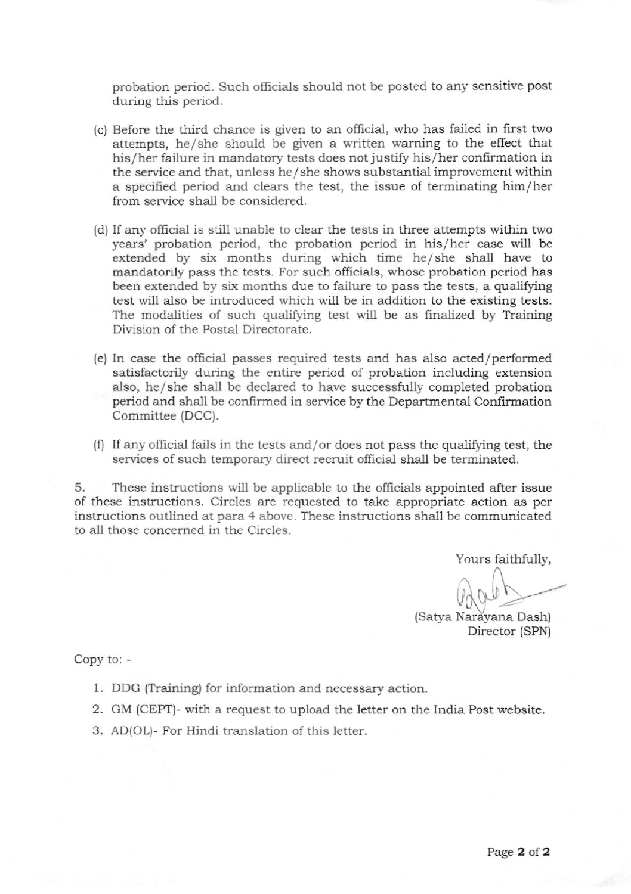probation period. Such officials should not be posted to any sensitive post during this period.

(c) Before the third chance is given to an official, who has failed in first two attempts, he/she should be given a written warning to the effect that his/her failure in mandatory tests does not justify his/her confirmation in the service and that, unless he/she shows substantial improvement within a specified period and clears the test, the issue of terminating him/her from service shall be considered.

(d) If any official is still unable to clear the tests in three attempts within two years' probation period, the probation period in his/her case will be extended by six months during which time he/she shall have to mandatorily pass the tests. For such officials, whose probation period has been extended by six months due to failure to pass the tests, a qualifying test will also be introduced which will be in addition to the existing tests. The modalities of such qualifying test will be as finalized by Training Division of the Postal Directorate.

(e) In case the official passes required tests and has also acted/performed satisfactorily during the entire period of probation including extension also, he/she shall be declared to have successfully completed probation period and shall be confirmed in service by the Departmental Confirmation Committee (DCC).

(f) If any official fails in the tests and/or does not pass the qualifying test, the services of such temporary direct recruit official shall be terminated.

5. These instructions will be applicable to the officials appointed after issue of these instructions. Circles are requested to take appropriate action as per instructions outlined at para 4 above. These instructions shall be communicated to all those concerned in the Circles.

Yours faithfully,

(Satya Narayana Dash)
Director (SPN)

Copy to: -

1. DDG (Training) for information and necessary action.
2. GM (CEPT)- with a request to upload the letter on the India Post website.
3. AD(OL)- For Hindi translation of this letter.